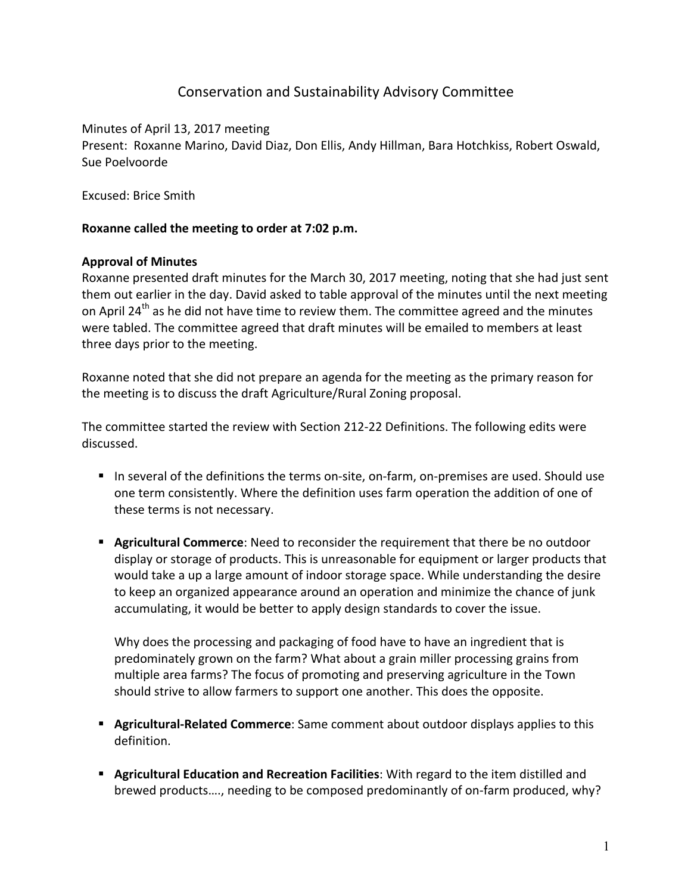# Conservation and Sustainability Advisory Committee

Minutes of April 13, 2017 meeting
Present: Roxanne Marino, David Diaz, Don Ellis, Andy Hillman, Bara Hotchkiss, Robert Oswald, Sue Poelvoorde

Excused: Brice Smith

**Roxanne called the meeting to order at 7:02 p.m.**

**Approval of Minutes**
Roxanne presented draft minutes for the March 30, 2017 meeting, noting that she had just sent them out earlier in the day. David asked to table approval of the minutes until the next meeting on April 24th as he did not have time to review them. The committee agreed and the minutes were tabled. The committee agreed that draft minutes will be emailed to members at least three days prior to the meeting.

Roxanne noted that she did not prepare an agenda for the meeting as the primary reason for the meeting is to discuss the draft Agriculture/Rural Zoning proposal.

The committee started the review with Section 212-22 Definitions. The following edits were discussed.

- In several of the definitions the terms on-site, on-farm, on-premises are used. Should use one term consistently. Where the definition uses farm operation the addition of one of these terms is not necessary.

- **Agricultural Commerce**: Need to reconsider the requirement that there be no outdoor display or storage of products. This is unreasonable for equipment or larger products that would take a up a large amount of indoor storage space. While understanding the desire to keep an organized appearance around an operation and minimize the chance of junk accumulating, it would be better to apply design standards to cover the issue.

  Why does the processing and packaging of food have to have an ingredient that is predominately grown on the farm? What about a grain miller processing grains from multiple area farms? The focus of promoting and preserving agriculture in the Town should strive to allow farmers to support one another. This does the opposite.

- **Agricultural-Related Commerce**: Same comment about outdoor displays applies to this definition.

- **Agricultural Education and Recreation Facilities**: With regard to the item distilled and brewed products…., needing to be composed predominantly of on-farm produced, why?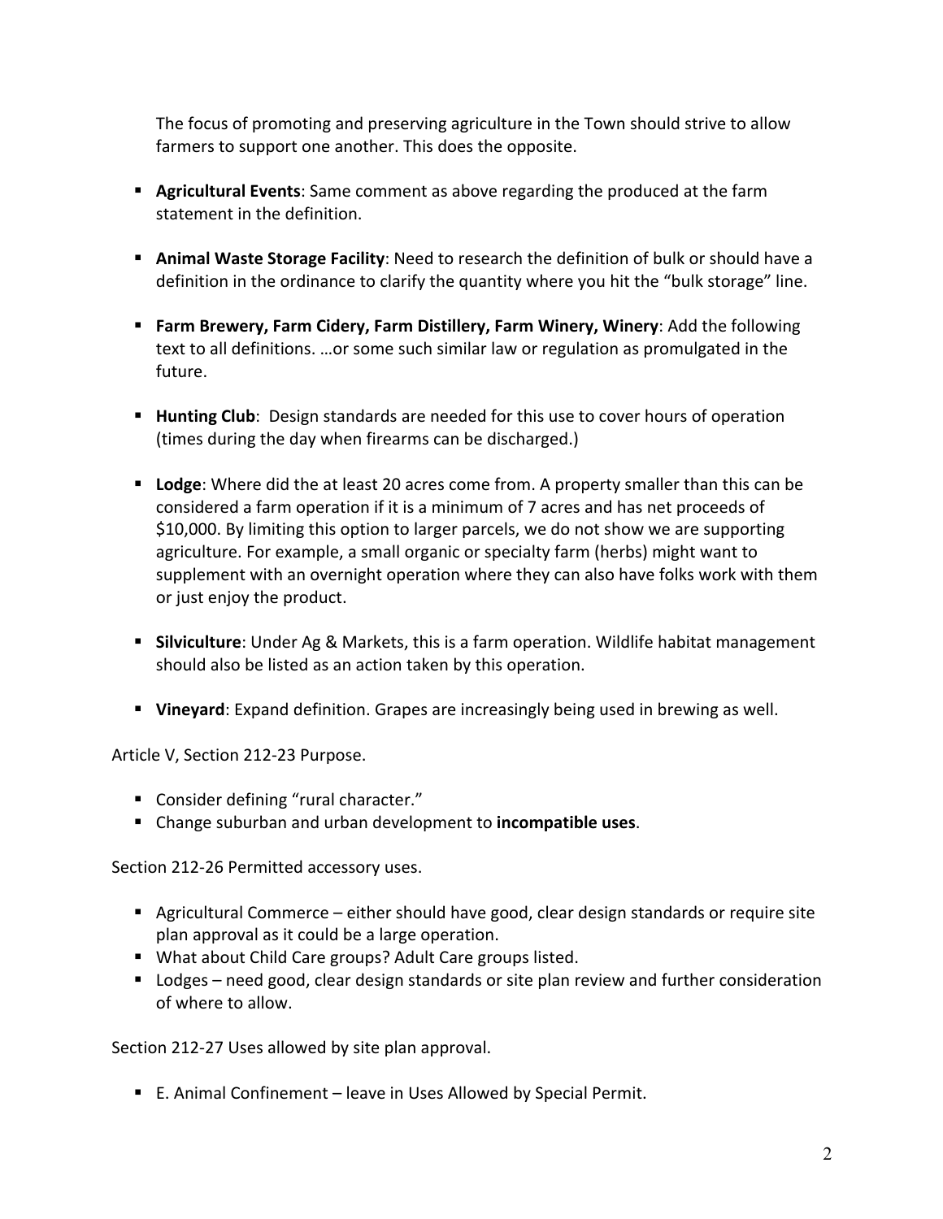The focus of promoting and preserving agriculture in the Town should strive to allow farmers to support one another. This does the opposite.

- **Agricultural Events**: Same comment as above regarding the produced at the farm statement in the definition.
- **Animal Waste Storage Facility**: Need to research the definition of bulk or should have a definition in the ordinance to clarify the quantity where you hit the "bulk storage" line.
- **Farm Brewery, Farm Cidery, Farm Distillery, Farm Winery, Winery**: Add the following text to all definitions. …or some such similar law or regulation as promulgated in the future.
- **Hunting Club**: Design standards are needed for this use to cover hours of operation (times during the day when firearms can be discharged.)
- **Lodge**: Where did the at least 20 acres come from. A property smaller than this can be considered a farm operation if it is a minimum of 7 acres and has net proceeds of $10,000. By limiting this option to larger parcels, we do not show we are supporting agriculture. For example, a small organic or specialty farm (herbs) might want to supplement with an overnight operation where they can also have folks work with them or just enjoy the product.
- **Silviculture**: Under Ag & Markets, this is a farm operation. Wildlife habitat management should also be listed as an action taken by this operation.
- **Vineyard**: Expand definition. Grapes are increasingly being used in brewing as well.

Article V, Section 212-23 Purpose.

- Consider defining "rural character."
- Change suburban and urban development to **incompatible uses**.

Section 212-26 Permitted accessory uses.

- Agricultural Commerce – either should have good, clear design standards or require site plan approval as it could be a large operation.
- What about Child Care groups? Adult Care groups listed.
- Lodges – need good, clear design standards or site plan review and further consideration of where to allow.

Section 212-27 Uses allowed by site plan approval.

- E. Animal Confinement – leave in Uses Allowed by Special Permit.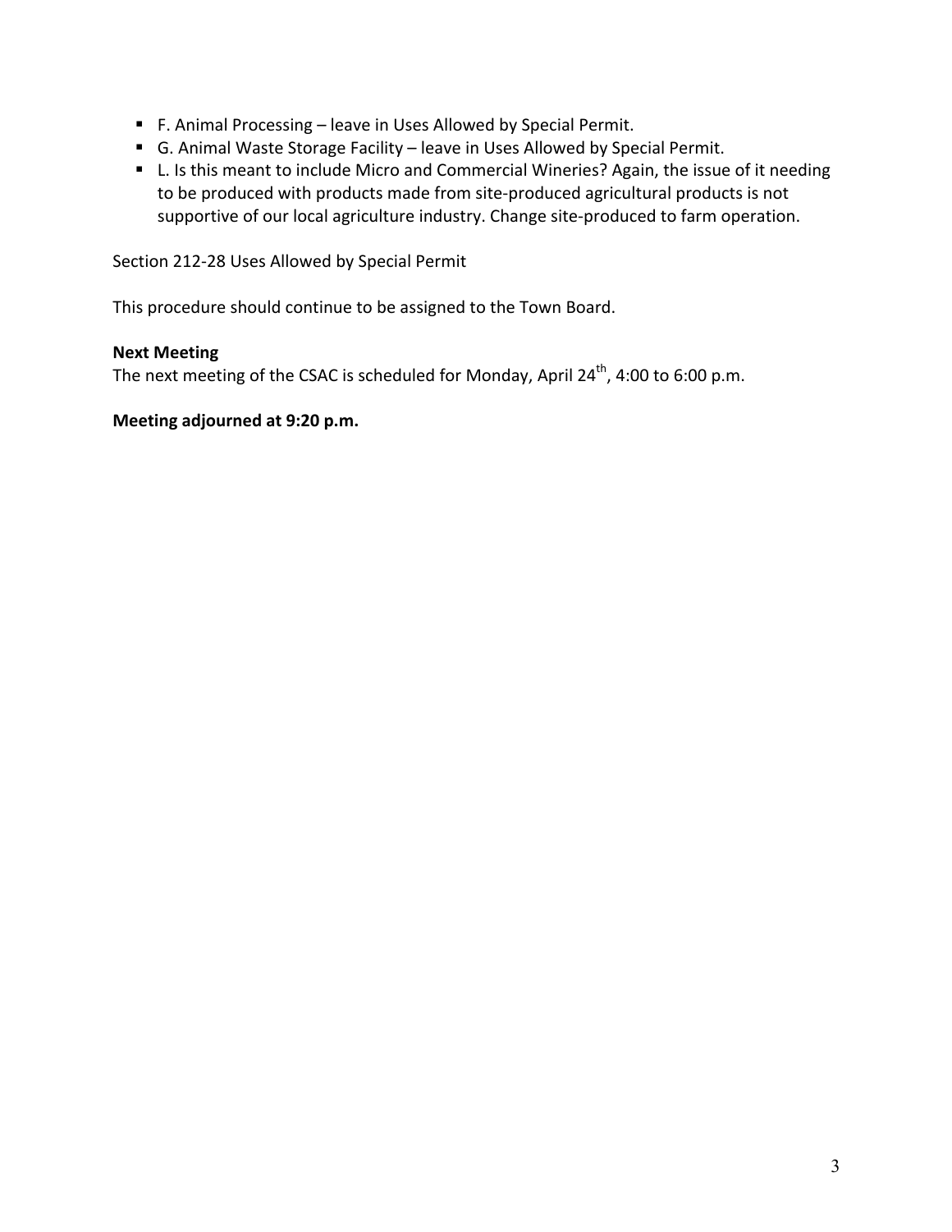- F. Animal Processing – leave in Uses Allowed by Special Permit.
- G. Animal Waste Storage Facility – leave in Uses Allowed by Special Permit.
- L. Is this meant to include Micro and Commercial Wineries? Again, the issue of it needing to be produced with products made from site-produced agricultural products is not supportive of our local agriculture industry. Change site-produced to farm operation.

Section 212-28 Uses Allowed by Special Permit

This procedure should continue to be assigned to the Town Board.

**Next Meeting**
The next meeting of the CSAC is scheduled for Monday, April 24th, 4:00 to 6:00 p.m.

**Meeting adjourned at 9:20 p.m.**